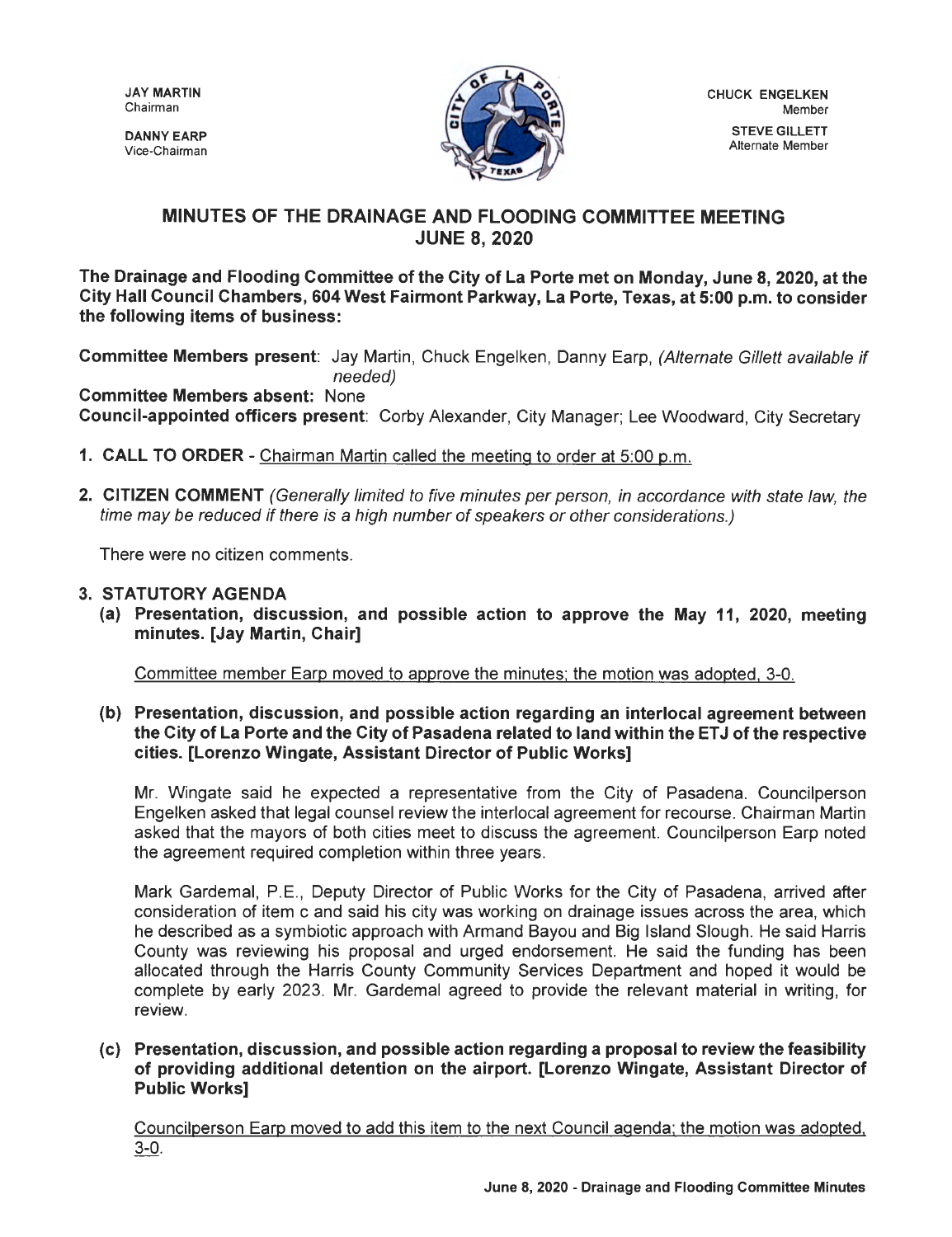JAY MARTIN
Chairman

DANNY EARP
Vice-Chairman

CHUCK ENGELKEN
Member

STEVE GILLETT
Alternate Member

## MINUTES OF THE DRAINAGE AND FLOODING COMMITTEE MEETING JUNE 8, 2020

**The Drainage and Flooding Committee of the City of La Porte met on Monday, June 8, 2020, at the City Hall Council Chambers, 604 West Fairmont Parkway, La Porte, Texas, at 5:00 p.m. to consider the following items of business:**

**Committee Members present**: Jay Martin, Chuck Engelken, Danny Earp, *(Alternate Gillett available if needed)*
**Committee Members absent:** None
**Council-appointed officers present**: Corby Alexander, City Manager; Lee Woodward, City Secretary

1. **CALL TO ORDER** - Chairman Martin called the meeting to order at 5:00 p.m.

2. **CITIZEN COMMENT** *(Generally limited to five minutes per person, in accordance with state law, the time may be reduced if there is a high number of speakers or other considerations.)*

   There were no citizen comments.

3. **STATUTORY AGENDA**

   **(a) Presentation, discussion, and possible action to approve the May 11, 2020, meeting minutes. [Jay Martin, Chair]**

   Committee member Earp moved to approve the minutes; the motion was adopted, 3-0.

   **(b) Presentation, discussion, and possible action regarding an interlocal agreement between the City of La Porte and the City of Pasadena related to land within the ETJ of the respective cities. [Lorenzo Wingate, Assistant Director of Public Works]**

   Mr. Wingate said he expected a representative from the City of Pasadena. Councilperson Engelken asked that legal counsel review the interlocal agreement for recourse. Chairman Martin asked that the mayors of both cities meet to discuss the agreement. Councilperson Earp noted the agreement required completion within three years.

   Mark Gardemal, P.E., Deputy Director of Public Works for the City of Pasadena, arrived after consideration of item c and said his city was working on drainage issues across the area, which he described as a symbiotic approach with Armand Bayou and Big Island Slough. He said Harris County was reviewing his proposal and urged endorsement. He said the funding has been allocated through the Harris County Community Services Department and hoped it would be complete by early 2023. Mr. Gardemal agreed to provide the relevant material in writing, for review.

   **(c) Presentation, discussion, and possible action regarding a proposal to review the feasibility of providing additional detention on the airport. [Lorenzo Wingate, Assistant Director of Public Works]**

   Councilperson Earp moved to add this item to the next Council agenda; the motion was adopted, 3-0.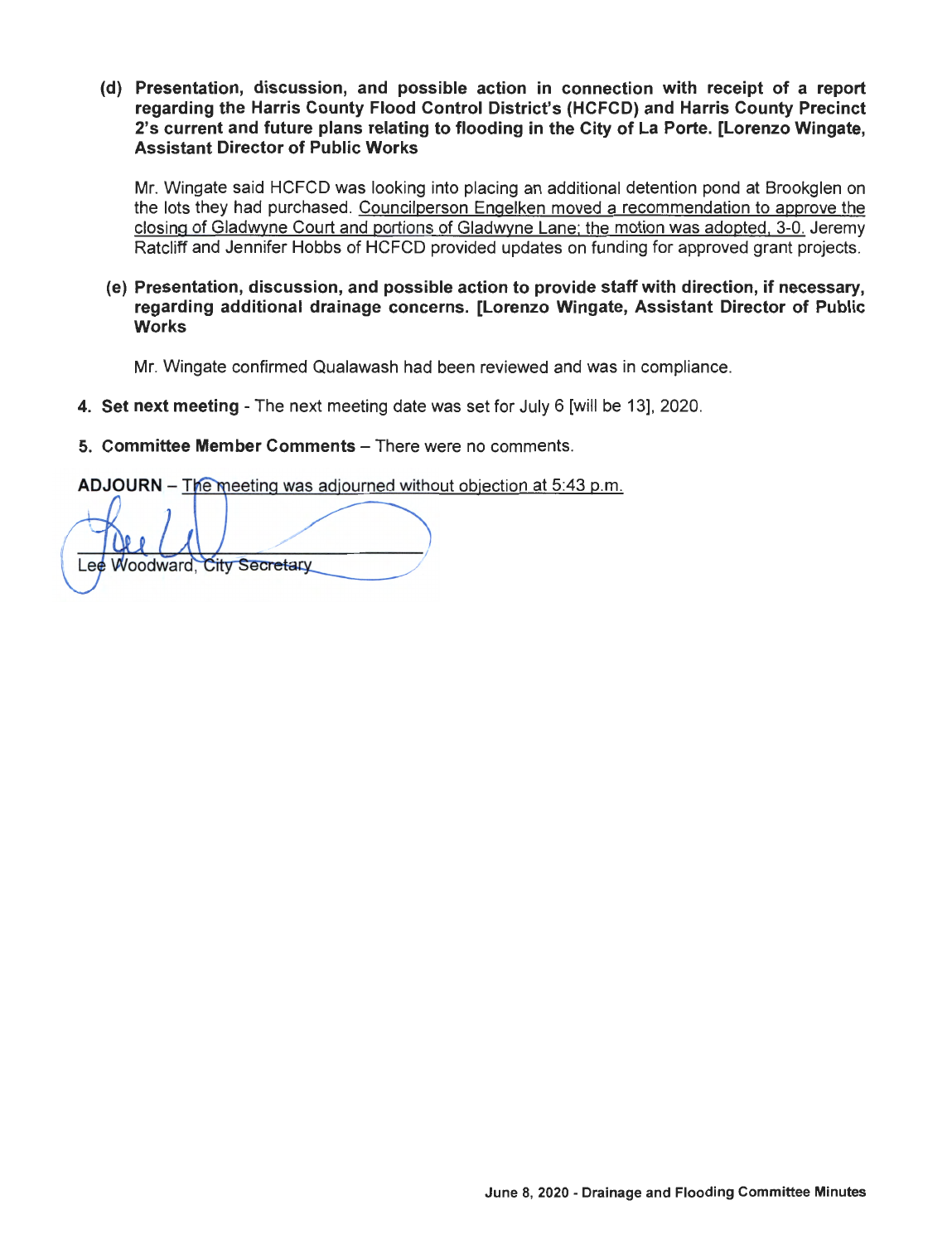**(d) Presentation, discussion, and possible action in connection with receipt of a report regarding the Harris County Flood Control District's (HCFCD) and Harris County Precinct 2's current and future plans relating to flooding in the City of La Porte. [Lorenzo Wingate, Assistant Director of Public Works**

Mr. Wingate said HCFCD was looking into placing an additional detention pond at Brookglen on the lots they had purchased. Councilperson Engelken moved a recommendation to approve the closing of Gladwyne Court and portions of Gladwyne Lane; the motion was adopted, 3-0. Jeremy Ratcliff and Jennifer Hobbs of HCFCD provided updates on funding for approved grant projects.

**(e) Presentation, discussion, and possible action to provide staff with direction, if necessary, regarding additional drainage concerns. [Lorenzo Wingate, Assistant Director of Public Works**

Mr. Wingate confirmed Qualawash had been reviewed and was in compliance.

4. **Set next meeting** - The next meeting date was set for July 6 [will be 13], 2020.

5. **Committee Member Comments** – There were no comments.

**ADJOURN** – The meeting was adjourned without objection at 5:43 p.m.

Lee Woodward, City Secretary